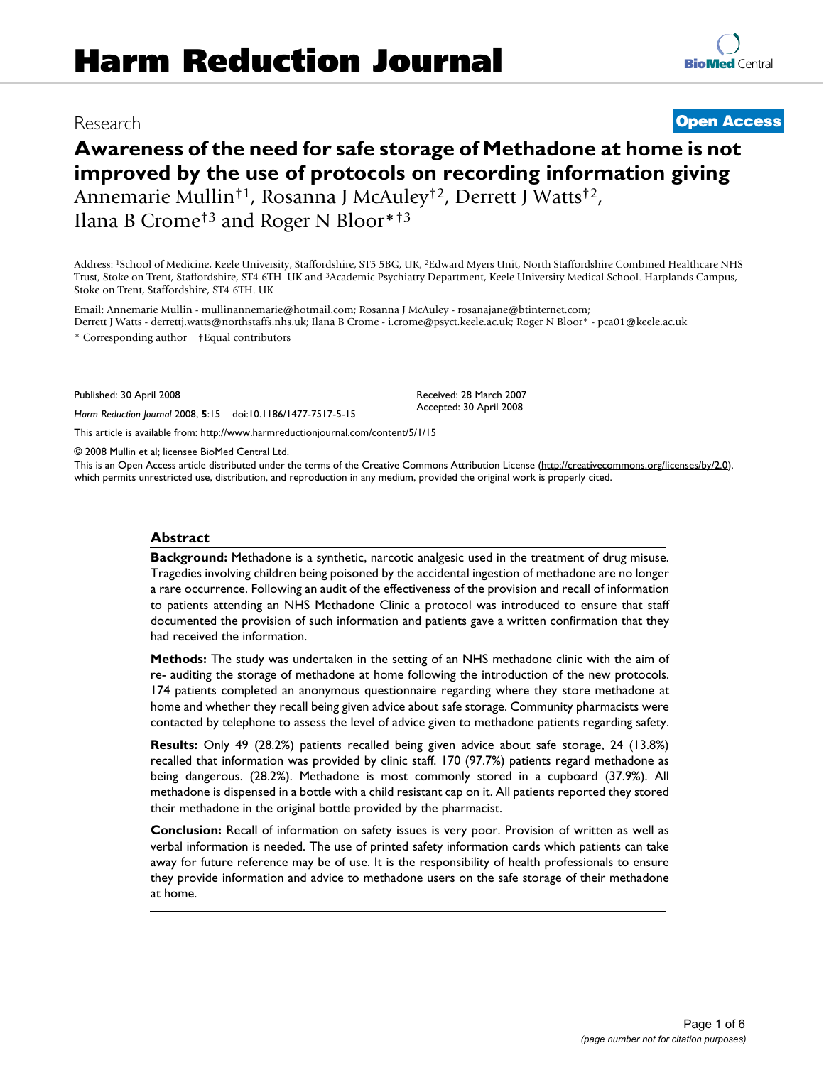Research

**Open Access**

# Awareness of the need for safe storage of Methadone at home is not improved by the use of protocols on recording information giving

Annemarie Mullin†[1], Rosanna J McAuley†[2], Derrett J Watts†[2], Ilana B Crome†[3] and Roger N Bloor*†[3]

Address: [1]School of Medicine, Keele University, Staffordshire, ST5 5BG, UK, [2]Edward Myers Unit, North Staffordshire Combined Healthcare NHS Trust, Stoke on Trent, Staffordshire, ST4 6TH. UK and [3]Academic Psychiatry Department, Keele University Medical School. Harplands Campus, Stoke on Trent, Staffordshire, ST4 6TH. UK

Email: Annemarie Mullin - mullinannemarie@hotmail.com; Rosanna J McAuley - rosanajane@btinternet.com; Derrett J Watts - derrettj.watts@northstaffs.nhs.uk; Ilana B Crome - i.crome@psyct.keele.ac.uk; Roger N Bloor* - pca01@keele.ac.uk

* Corresponding author †Equal contributors

Published: 30 April 2008

*Harm Reduction Journal* 2008, **5**:15 doi:10.1186/1477-7517-5-15

Received: 28 March 2007
Accepted: 30 April 2008

This article is available from: http://www.harmreductionjournal.com/content/5/1/15

© 2008 Mullin et al; licensee BioMed Central Ltd.

This is an Open Access article distributed under the terms of the Creative Commons Attribution License (http://creativecommons.org/licenses/by/2.0), which permits unrestricted use, distribution, and reproduction in any medium, provided the original work is properly cited.

## Abstract

**Background:** Methadone is a synthetic, narcotic analgesic used in the treatment of drug misuse. Tragedies involving children being poisoned by the accidental ingestion of methadone are no longer a rare occurrence. Following an audit of the effectiveness of the provision and recall of information to patients attending an NHS Methadone Clinic a protocol was introduced to ensure that staff documented the provision of such information and patients gave a written confirmation that they had received the information.

**Methods:** The study was undertaken in the setting of an NHS methadone clinic with the aim of re- auditing the storage of methadone at home following the introduction of the new protocols. 174 patients completed an anonymous questionnaire regarding where they store methadone at home and whether they recall being given advice about safe storage. Community pharmacists were contacted by telephone to assess the level of advice given to methadone patients regarding safety.

**Results:** Only 49 (28.2%) patients recalled being given advice about safe storage, 24 (13.8%) recalled that information was provided by clinic staff. 170 (97.7%) patients regard methadone as being dangerous. (28.2%). Methadone is most commonly stored in a cupboard (37.9%). All methadone is dispensed in a bottle with a child resistant cap on it. All patients reported they stored their methadone in the original bottle provided by the pharmacist.

**Conclusion:** Recall of information on safety issues is very poor. Provision of written as well as verbal information is needed. The use of printed safety information cards which patients can take away for future reference may be of use. It is the responsibility of health professionals to ensure they provide information and advice to methadone users on the safe storage of their methadone at home.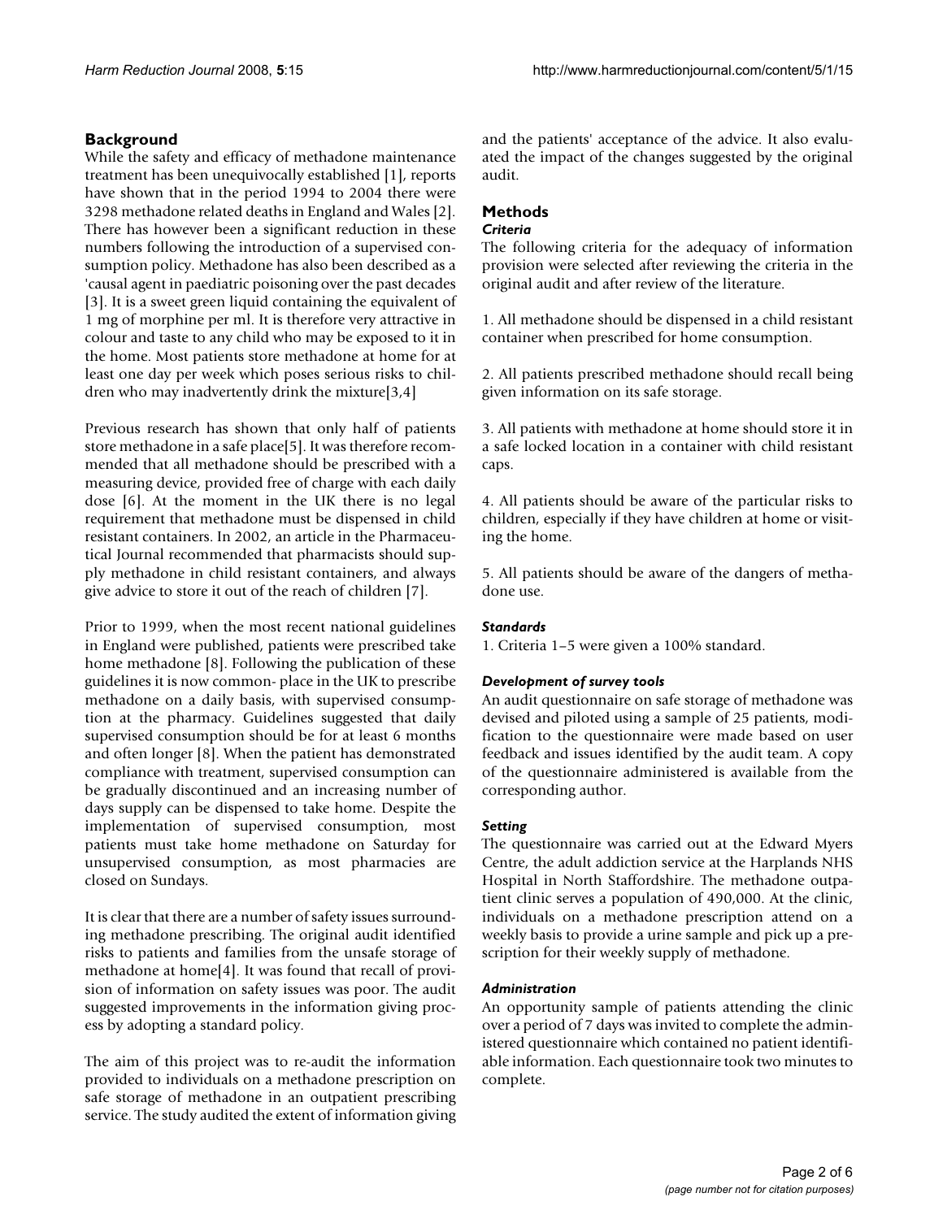## Background

While the safety and efficacy of methadone maintenance treatment has been unequivocally established [1], reports have shown that in the period 1994 to 2004 there were 3298 methadone related deaths in England and Wales [2]. There has however been a significant reduction in these numbers following the introduction of a supervised consumption policy. Methadone has also been described as a 'causal agent in paediatric poisoning over the past decades [3]. It is a sweet green liquid containing the equivalent of 1 mg of morphine per ml. It is therefore very attractive in colour and taste to any child who may be exposed to it in the home. Most patients store methadone at home for at least one day per week which poses serious risks to children who may inadvertently drink the mixture[3,4]

Previous research has shown that only half of patients store methadone in a safe place[5]. It was therefore recommended that all methadone should be prescribed with a measuring device, provided free of charge with each daily dose [6]. At the moment in the UK there is no legal requirement that methadone must be dispensed in child resistant containers. In 2002, an article in the Pharmaceutical Journal recommended that pharmacists should supply methadone in child resistant containers, and always give advice to store it out of the reach of children [7].

Prior to 1999, when the most recent national guidelines in England were published, patients were prescribed take home methadone [8]. Following the publication of these guidelines it is now common- place in the UK to prescribe methadone on a daily basis, with supervised consumption at the pharmacy. Guidelines suggested that daily supervised consumption should be for at least 6 months and often longer [8]. When the patient has demonstrated compliance with treatment, supervised consumption can be gradually discontinued and an increasing number of days supply can be dispensed to take home. Despite the implementation of supervised consumption, most patients must take home methadone on Saturday for unsupervised consumption, as most pharmacies are closed on Sundays.

It is clear that there are a number of safety issues surrounding methadone prescribing. The original audit identified risks to patients and families from the unsafe storage of methadone at home[4]. It was found that recall of provision of information on safety issues was poor. The audit suggested improvements in the information giving process by adopting a standard policy.

The aim of this project was to re-audit the information provided to individuals on a methadone prescription on safe storage of methadone in an outpatient prescribing service. The study audited the extent of information giving and the patients' acceptance of the advice. It also evaluated the impact of the changes suggested by the original audit.

## Methods

### *Criteria*

The following criteria for the adequacy of information provision were selected after reviewing the criteria in the original audit and after review of the literature.

1. All methadone should be dispensed in a child resistant container when prescribed for home consumption.

2. All patients prescribed methadone should recall being given information on its safe storage.

3. All patients with methadone at home should store it in a safe locked location in a container with child resistant caps.

4. All patients should be aware of the particular risks to children, especially if they have children at home or visiting the home.

5. All patients should be aware of the dangers of methadone use.

### *Standards*

1. Criteria 1–5 were given a 100% standard.

### *Development of survey tools*

An audit questionnaire on safe storage of methadone was devised and piloted using a sample of 25 patients, modification to the questionnaire were made based on user feedback and issues identified by the audit team. A copy of the questionnaire administered is available from the corresponding author.

### *Setting*

The questionnaire was carried out at the Edward Myers Centre, the adult addiction service at the Harplands NHS Hospital in North Staffordshire. The methadone outpatient clinic serves a population of 490,000. At the clinic, individuals on a methadone prescription attend on a weekly basis to provide a urine sample and pick up a prescription for their weekly supply of methadone.

### *Administration*

An opportunity sample of patients attending the clinic over a period of 7 days was invited to complete the administered questionnaire which contained no patient identifiable information. Each questionnaire took two minutes to complete.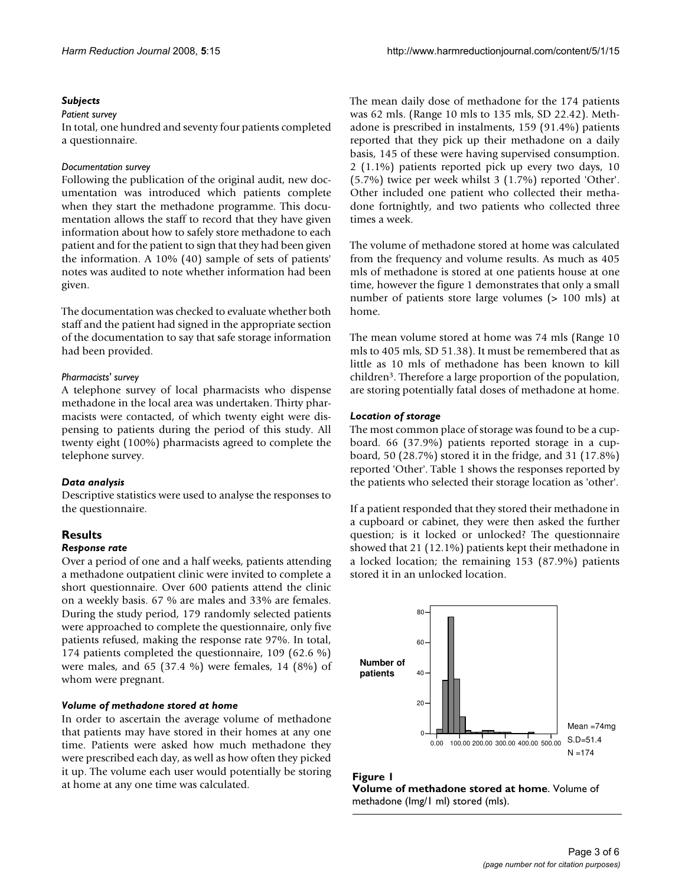### *Subjects*

*Patient survey*

In total, one hundred and seventy four patients completed a questionnaire.

*Documentation survey*

Following the publication of the original audit, new documentation was introduced which patients complete when they start the methadone programme. This documentation allows the staff to record that they have given information about how to safely store methadone to each patient and for the patient to sign that they had been given the information. A 10% (40) sample of sets of patients' notes was audited to note whether information had been given.

The documentation was checked to evaluate whether both staff and the patient had signed in the appropriate section of the documentation to say that safe storage information had been provided.

*Pharmacists' survey*

A telephone survey of local pharmacists who dispense methadone in the local area was undertaken. Thirty pharmacists were contacted, of which twenty eight were dispensing to patients during the period of this study. All twenty eight (100%) pharmacists agreed to complete the telephone survey.

### *Data analysis*

Descriptive statistics were used to analyse the responses to the questionnaire.

## Results

### *Response rate*

Over a period of one and a half weeks, patients attending a methadone outpatient clinic were invited to complete a short questionnaire. Over 600 patients attend the clinic on a weekly basis. 67 % are males and 33% are females. During the study period, 179 randomly selected patients were approached to complete the questionnaire, only five patients refused, making the response rate 97%. In total, 174 patients completed the questionnaire, 109 (62.6 %) were males, and 65 (37.4 %) were females, 14 (8%) of whom were pregnant.

### *Volume of methadone stored at home*

In order to ascertain the average volume of methadone that patients may have stored in their homes at any one time. Patients were asked how much methadone they were prescribed each day, as well as how often they picked it up. The volume each user would potentially be storing at home at any one time was calculated.

The mean daily dose of methadone for the 174 patients was 62 mls. (Range 10 mls to 135 mls, SD 22.42). Methadone is prescribed in instalments, 159 (91.4%) patients reported that they pick up their methadone on a daily basis, 145 of these were having supervised consumption. 2 (1.1%) patients reported pick up every two days, 10 (5.7%) twice per week whilst 3 (1.7%) reported 'Other'. Other included one patient who collected their methadone fortnightly, and two patients who collected three times a week.

The volume of methadone stored at home was calculated from the frequency and volume results. As much as 405 mls of methadone is stored at one patients house at one time, however the figure 1 demonstrates that only a small number of patients store large volumes (> 100 mls) at home.

The mean volume stored at home was 74 mls (Range 10 mls to 405 mls, SD 51.38). It must be remembered that as little as 10 mls of methadone has been known to kill children[3]. Therefore a large proportion of the population, are storing potentially fatal doses of methadone at home.

### *Location of storage*

The most common place of storage was found to be a cupboard. 66 (37.9%) patients reported storage in a cupboard, 50 (28.7%) stored it in the fridge, and 31 (17.8%) reported 'Other'. Table 1 shows the responses reported by the patients who selected their storage location as 'other'.

If a patient responded that they stored their methadone in a cupboard or cabinet, they were then asked the further question; is it locked or unlocked? The questionnaire showed that 21 (12.1%) patients kept their methadone in a locked location; the remaining 153 (87.9%) patients stored it in an unlocked location.

**Figure 1**
**Volume of methadone stored at home**. Volume of methadone (lmg/1 ml) stored (mls).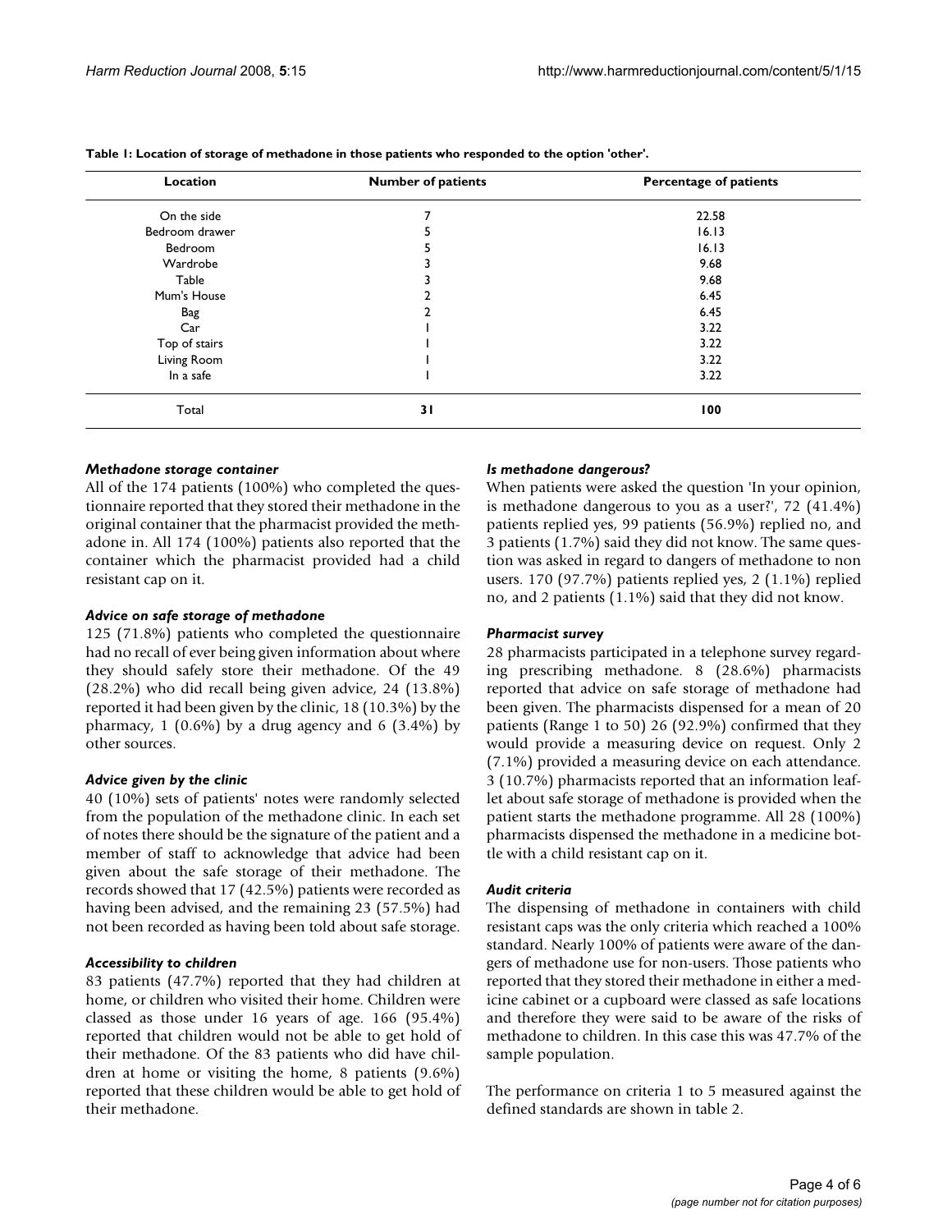**Table 1: Location of storage of methadone in those patients who responded to the option 'other'.**

| Location | Number of patients | Percentage of patients |
|---|---|---|
| On the side | 7 | 22.58 |
| Bedroom drawer | 5 | 16.13 |
| Bedroom | 5 | 16.13 |
| Wardrobe | 3 | 9.68 |
| Table | 3 | 9.68 |
| Mum's House | 2 | 6.45 |
| Bag | 2 | 6.45 |
| Car | 1 | 3.22 |
| Top of stairs | 1 | 3.22 |
| Living Room | 1 | 3.22 |
| In a safe | 1 | 3.22 |
| Total | **31** | **100** |

### *Methadone storage container*

All of the 174 patients (100%) who completed the questionnaire reported that they stored their methadone in the original container that the pharmacist provided the methadone in. All 174 (100%) patients also reported that the container which the pharmacist provided had a child resistant cap on it.

### *Advice on safe storage of methadone*

125 (71.8%) patients who completed the questionnaire had no recall of ever being given information about where they should safely store their methadone. Of the 49 (28.2%) who did recall being given advice, 24 (13.8%) reported it had been given by the clinic, 18 (10.3%) by the pharmacy, 1 (0.6%) by a drug agency and 6 (3.4%) by other sources.

### *Advice given by the clinic*

40 (10%) sets of patients' notes were randomly selected from the population of the methadone clinic. In each set of notes there should be the signature of the patient and a member of staff to acknowledge that advice had been given about the safe storage of their methadone. The records showed that 17 (42.5%) patients were recorded as having been advised, and the remaining 23 (57.5%) had not been recorded as having been told about safe storage.

### *Accessibility to children*

83 patients (47.7%) reported that they had children at home, or children who visited their home. Children were classed as those under 16 years of age. 166 (95.4%) reported that children would not be able to get hold of their methadone. Of the 83 patients who did have children at home or visiting the home, 8 patients (9.6%) reported that these children would be able to get hold of their methadone.

### *Is methadone dangerous?*

When patients were asked the question 'In your opinion, is methadone dangerous to you as a user?', 72 (41.4%) patients replied yes, 99 patients (56.9%) replied no, and 3 patients (1.7%) said they did not know. The same question was asked in regard to dangers of methadone to non users. 170 (97.7%) patients replied yes, 2 (1.1%) replied no, and 2 patients (1.1%) said that they did not know.

### *Pharmacist survey*

28 pharmacists participated in a telephone survey regarding prescribing methadone. 8 (28.6%) pharmacists reported that advice on safe storage of methadone had been given. The pharmacists dispensed for a mean of 20 patients (Range 1 to 50) 26 (92.9%) confirmed that they would provide a measuring device on request. Only 2 (7.1%) provided a measuring device on each attendance. 3 (10.7%) pharmacists reported that an information leaflet about safe storage of methadone is provided when the patient starts the methadone programme. All 28 (100%) pharmacists dispensed the methadone in a medicine bottle with a child resistant cap on it.

### *Audit criteria*

The dispensing of methadone in containers with child resistant caps was the only criteria which reached a 100% standard. Nearly 100% of patients were aware of the dangers of methadone use for non-users. Those patients who reported that they stored their methadone in either a medicine cabinet or a cupboard were classed as safe locations and therefore they were said to be aware of the risks of methadone to children. In this case this was 47.7% of the sample population.

The performance on criteria 1 to 5 measured against the defined standards are shown in table 2.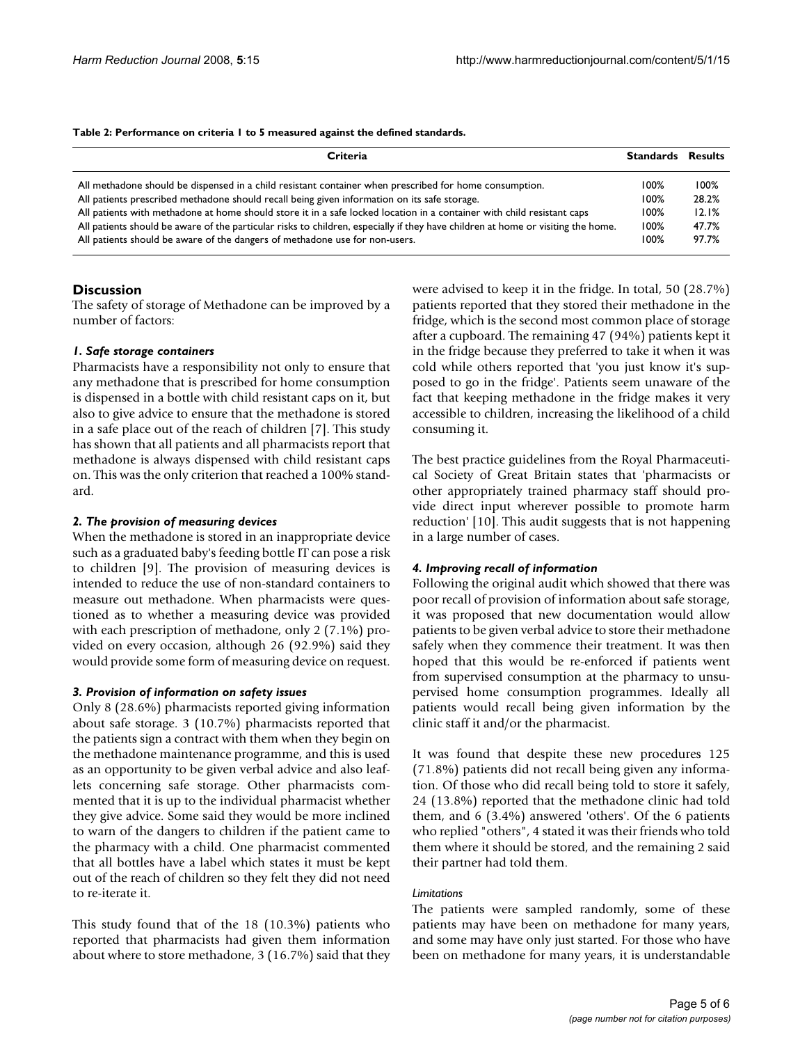**Table 2: Performance on criteria 1 to 5 measured against the defined standards.**

| Criteria | Standards | Results |
| --- | --- | --- |
| All methadone should be dispensed in a child resistant container when prescribed for home consumption. | 100% | 100% |
| All patients prescribed methadone should recall being given information on its safe storage. | 100% | 28.2% |
| All patients with methadone at home should store it in a safe locked location in a container with child resistant caps | 100% | 12.1% |
| All patients should be aware of the particular risks to children, especially if they have children at home or visiting the home. | 100% | 47.7% |
| All patients should be aware of the dangers of methadone use for non-users. | 100% | 97.7% |

## Discussion

The safety of storage of Methadone can be improved by a number of factors:

### *1. Safe storage containers*

Pharmacists have a responsibility not only to ensure that any methadone that is prescribed for home consumption is dispensed in a bottle with child resistant caps on it, but also to give advice to ensure that the methadone is stored in a safe place out of the reach of children [7]. This study has shown that all patients and all pharmacists report that methadone is always dispensed with child resistant caps on. This was the only criterion that reached a 100% standard.

### *2. The provision of measuring devices*

When the methadone is stored in an inappropriate device such as a graduated baby's feeding bottle IT can pose a risk to children [9]. The provision of measuring devices is intended to reduce the use of non-standard containers to measure out methadone. When pharmacists were questioned as to whether a measuring device was provided with each prescription of methadone, only 2 (7.1%) provided on every occasion, although 26 (92.9%) said they would provide some form of measuring device on request.

### *3. Provision of information on safety issues*

Only 8 (28.6%) pharmacists reported giving information about safe storage. 3 (10.7%) pharmacists reported that the patients sign a contract with them when they begin on the methadone maintenance programme, and this is used as an opportunity to be given verbal advice and also leaflets concerning safe storage. Other pharmacists commented that it is up to the individual pharmacist whether they give advice. Some said they would be more inclined to warn of the dangers to children if the patient came to the pharmacy with a child. One pharmacist commented that all bottles have a label which states it must be kept out of the reach of children so they felt they did not need to re-iterate it.

This study found that of the 18 (10.3%) patients who reported that pharmacists had given them information about where to store methadone, 3 (16.7%) said that they were advised to keep it in the fridge. In total, 50 (28.7%) patients reported that they stored their methadone in the fridge, which is the second most common place of storage after a cupboard. The remaining 47 (94%) patients kept it in the fridge because they preferred to take it when it was cold while others reported that 'you just know it's supposed to go in the fridge'. Patients seem unaware of the fact that keeping methadone in the fridge makes it very accessible to children, increasing the likelihood of a child consuming it.

The best practice guidelines from the Royal Pharmaceutical Society of Great Britain states that 'pharmacists or other appropriately trained pharmacy staff should provide direct input wherever possible to promote harm reduction' [10]. This audit suggests that is not happening in a large number of cases.

### *4. Improving recall of information*

Following the original audit which showed that there was poor recall of provision of information about safe storage, it was proposed that new documentation would allow patients to be given verbal advice to store their methadone safely when they commence their treatment. It was then hoped that this would be re-enforced if patients went from supervised consumption at the pharmacy to unsupervised home consumption programmes. Ideally all patients would recall being given information by the clinic staff it and/or the pharmacist.

It was found that despite these new procedures 125 (71.8%) patients did not recall being given any information. Of those who did recall being told to store it safely, 24 (13.8%) reported that the methadone clinic had told them, and 6 (3.4%) answered 'others'. Of the 6 patients who replied "others", 4 stated it was their friends who told them where it should be stored, and the remaining 2 said their partner had told them.

#### *Limitations*

The patients were sampled randomly, some of these patients may have been on methadone for many years, and some may have only just started. For those who have been on methadone for many years, it is understandable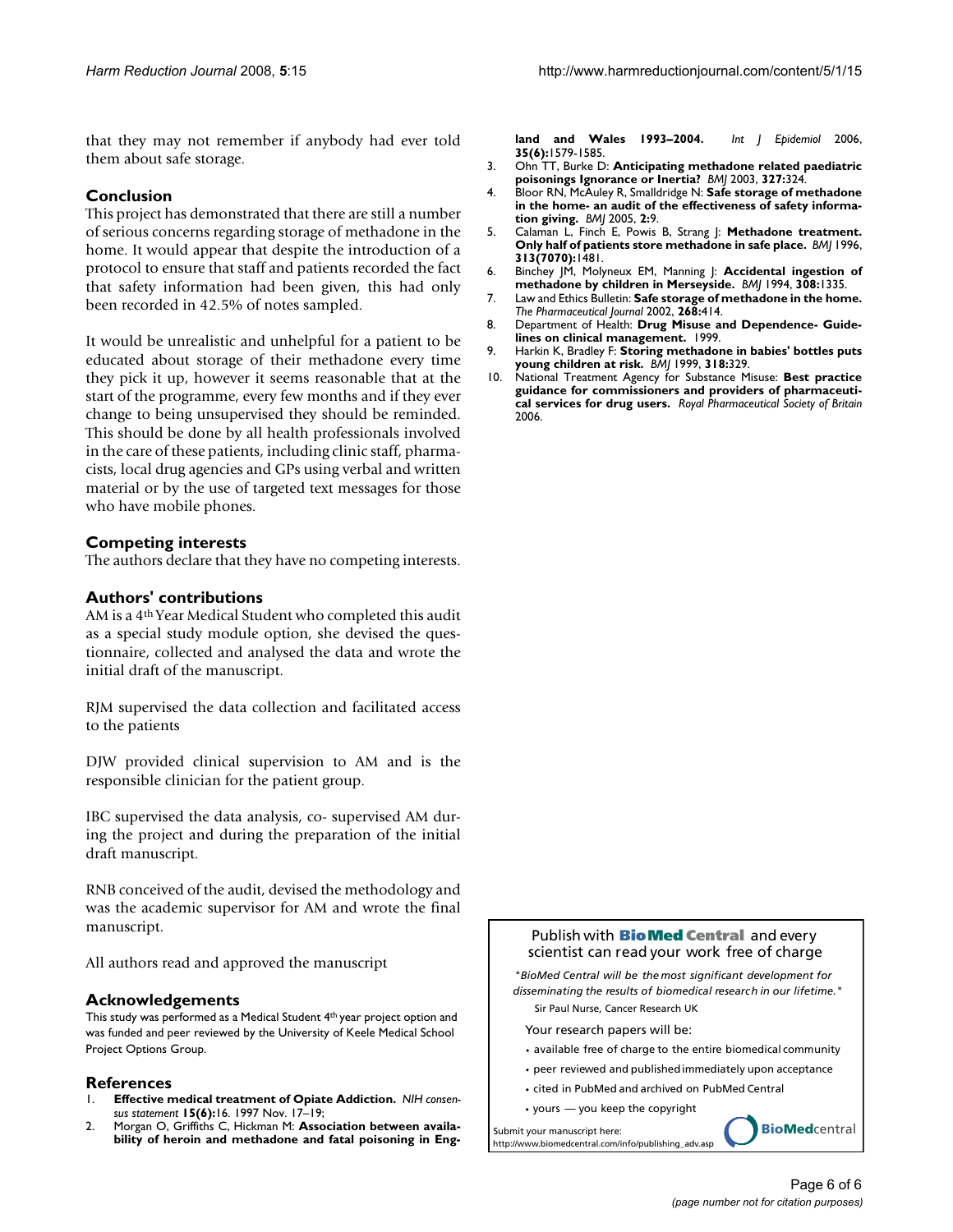that they may not remember if anybody had ever told them about safe storage.

## Conclusion

This project has demonstrated that there are still a number of serious concerns regarding storage of methadone in the home. It would appear that despite the introduction of a protocol to ensure that staff and patients recorded the fact that safety information had been given, this had only been recorded in 42.5% of notes sampled.

It would be unrealistic and unhelpful for a patient to be educated about storage of their methadone every time they pick it up, however it seems reasonable that at the start of the programme, every few months and if they ever change to being unsupervised they should be reminded. This should be done by all health professionals involved in the care of these patients, including clinic staff, pharmacists, local drug agencies and GPs using verbal and written material or by the use of targeted text messages for those who have mobile phones.

## Competing interests

The authors declare that they have no competing interests.

## Authors' contributions

AM is a 4th Year Medical Student who completed this audit as a special study module option, she devised the questionnaire, collected and analysed the data and wrote the initial draft of the manuscript.

RJM supervised the data collection and facilitated access to the patients

DJW provided clinical supervision to AM and is the responsible clinician for the patient group.

IBC supervised the data analysis, co- supervised AM during the project and during the preparation of the initial draft manuscript.

RNB conceived of the audit, devised the methodology and was the academic supervisor for AM and wrote the final manuscript.

All authors read and approved the manuscript

## Acknowledgements

This study was performed as a Medical Student 4th year project option and was funded and peer reviewed by the University of Keele Medical School Project Options Group.

## References

1. **Effective medical treatment of Opiate Addiction.** *NIH consensus statement* **15(6):**16. 1997 Nov. 17–19;
2. Morgan O, Griffiths C, Hickman M: **Association between availability of heroin and methadone and fatal poisoning in England and Wales 1993–2004.** *Int J Epidemiol* 2006, **35(6):**1579-1585.
3. Ohn TT, Burke D: **Anticipating methadone related paediatric poisonings Ignorance or Inertia?** *BMJ* 2003, **327:**324.
4. Bloor RN, McAuley R, Smalldridge N: **Safe storage of methadone in the home- an audit of the effectiveness of safety information giving.** *BMJ* 2005, **2:**9.
5. Calaman L, Finch E, Powis B, Strang J: **Methadone treatment. Only half of patients store methadone in safe place.** *BMJ* 1996, **313(7070):**1481.
6. Binchey JM, Molyneux EM, Manning J: **Accidental ingestion of methadone by children in Merseyside.** *BMJ* 1994, **308:**1335.
7. Law and Ethics Bulletin: **Safe storage of methadone in the home.** *The Pharmaceutical Journal* 2002, **268:**414.
8. Department of Health: **Drug Misuse and Dependence- Guidelines on clinical management.** 1999.
9. Harkin K, Bradley F: **Storing methadone in babies' bottles puts young children at risk.** *BMJ* 1999, **318:**329.
10. National Treatment Agency for Substance Misuse: **Best practice guidance for commissioners and providers of pharmaceutical services for drug users.** *Royal Pharmaceutical Society of Britain* 2006.